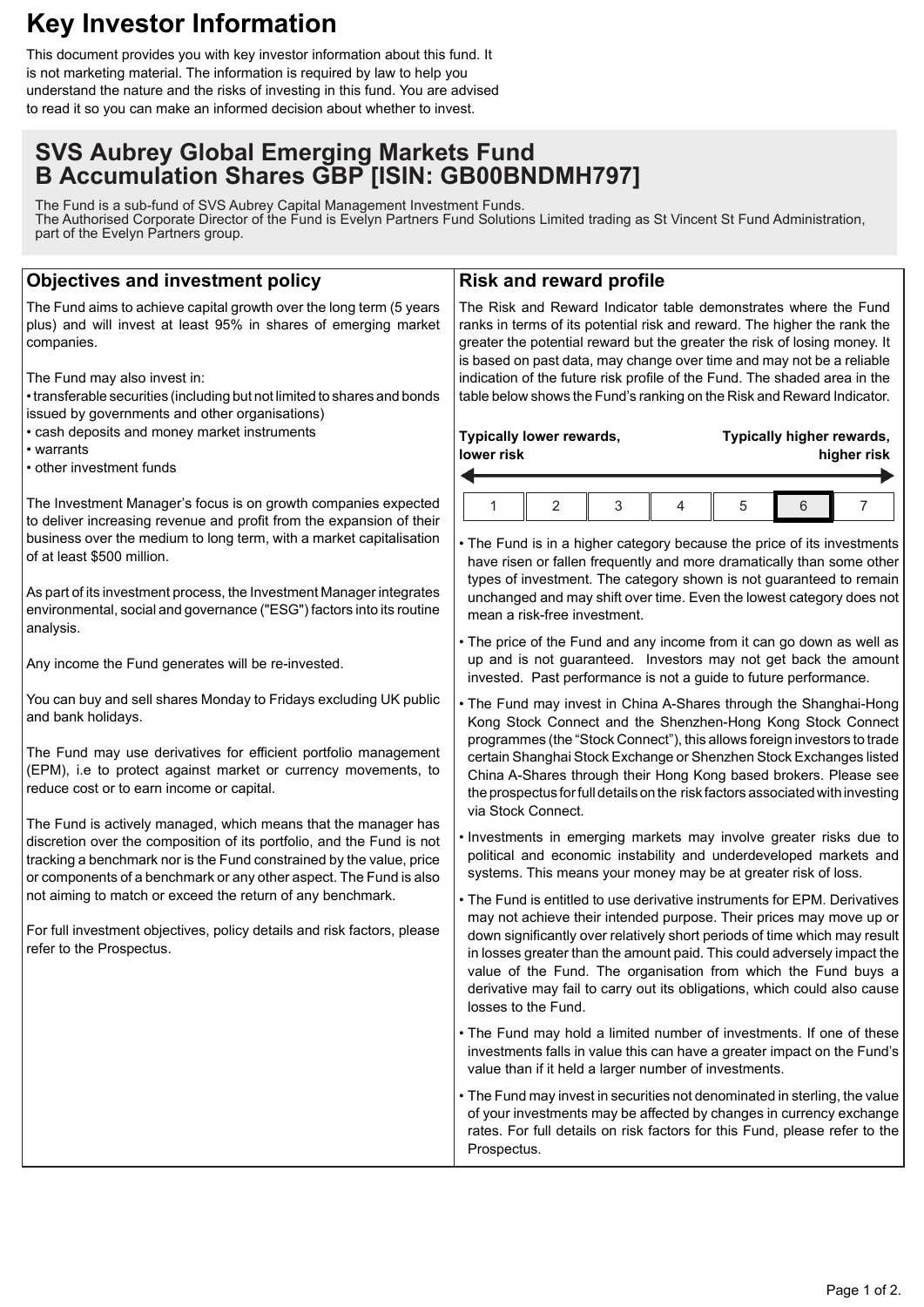# Key Investor Information

This document provides you with key investor information about this fund. It is not marketing material. The information is required by law to help you understand the nature and the risks of investing in this fund. You are advised to read it so you can make an informed decision about whether to invest.

## SVS Aubrey Global Emerging Markets Fund
## B Accumulation Shares GBP [ISIN: GB00BNDMH797]

The Fund is a sub-fund of SVS Aubrey Capital Management Investment Funds.
The Authorised Corporate Director of the Fund is Evelyn Partners Fund Solutions Limited trading as St Vincent St Fund Administration, part of the Evelyn Partners group.

### Objectives and investment policy

The Fund aims to achieve capital growth over the long term (5 years plus) and will invest at least 95% in shares of emerging market companies.

The Fund may also invest in:
- transferable securities (including but not limited to shares and bonds issued by governments and other organisations)
- cash deposits and money market instruments
- warrants
- other investment funds

The Investment Manager's focus is on growth companies expected to deliver increasing revenue and profit from the expansion of their business over the medium to long term, with a market capitalisation of at least $500 million.

As part of its investment process, the Investment Manager integrates environmental, social and governance ("ESG") factors into its routine analysis.

Any income the Fund generates will be re-invested.

You can buy and sell shares Monday to Fridays excluding UK public and bank holidays.

The Fund may use derivatives for efficient portfolio management (EPM), i.e to protect against market or currency movements, to reduce cost or to earn income or capital.

The Fund is actively managed, which means that the manager has discretion over the composition of its portfolio, and the Fund is not tracking a benchmark nor is the Fund constrained by the value, price or components of a benchmark or any other aspect. The Fund is also not aiming to match or exceed the return of any benchmark.

For full investment objectives, policy details and risk factors, please refer to the Prospectus.

### Risk and reward profile

The Risk and Reward Indicator table demonstrates where the Fund ranks in terms of its potential risk and reward. The higher the rank the greater the potential reward but the greater the risk of losing money. It is based on past data, may change over time and may not be a reliable indication of the future risk profile of the Fund. The shaded area in the table below shows the Fund's ranking on the Risk and Reward Indicator.

**Typically lower rewards, lower risk** — **Typically higher rewards, higher risk**

| 1 | 2 | 3 | 4 | 5 | **6** | 7 |
|---|---|---|---|---|---|---|

- The Fund is in a higher category because the price of its investments have risen or fallen frequently and more dramatically than some other types of investment. The category shown is not guaranteed to remain unchanged and may shift over time. Even the lowest category does not mean a risk-free investment.
- The price of the Fund and any income from it can go down as well as up and is not guaranteed. Investors may not get back the amount invested. Past performance is not a guide to future performance.
- The Fund may invest in China A-Shares through the Shanghai-Hong Kong Stock Connect and the Shenzhen-Hong Kong Stock Connect programmes (the "Stock Connect"), this allows foreign investors to trade certain Shanghai Stock Exchange or Shenzhen Stock Exchanges listed China A-Shares through their Hong Kong based brokers. Please see the prospectus for full details on the risk factors associated with investing via Stock Connect.
- Investments in emerging markets may involve greater risks due to political and economic instability and underdeveloped markets and systems. This means your money may be at greater risk of loss.
- The Fund is entitled to use derivative instruments for EPM. Derivatives may not achieve their intended purpose. Their prices may move up or down significantly over relatively short periods of time which may result in losses greater than the amount paid. This could adversely impact the value of the Fund. The organisation from which the Fund buys a derivative may fail to carry out its obligations, which could also cause losses to the Fund.
- The Fund may hold a limited number of investments. If one of these investments falls in value this can have a greater impact on the Fund's value than if it held a larger number of investments.
- The Fund may invest in securities not denominated in sterling, the value of your investments may be affected by changes in currency exchange rates. For full details on risk factors for this Fund, please refer to the Prospectus.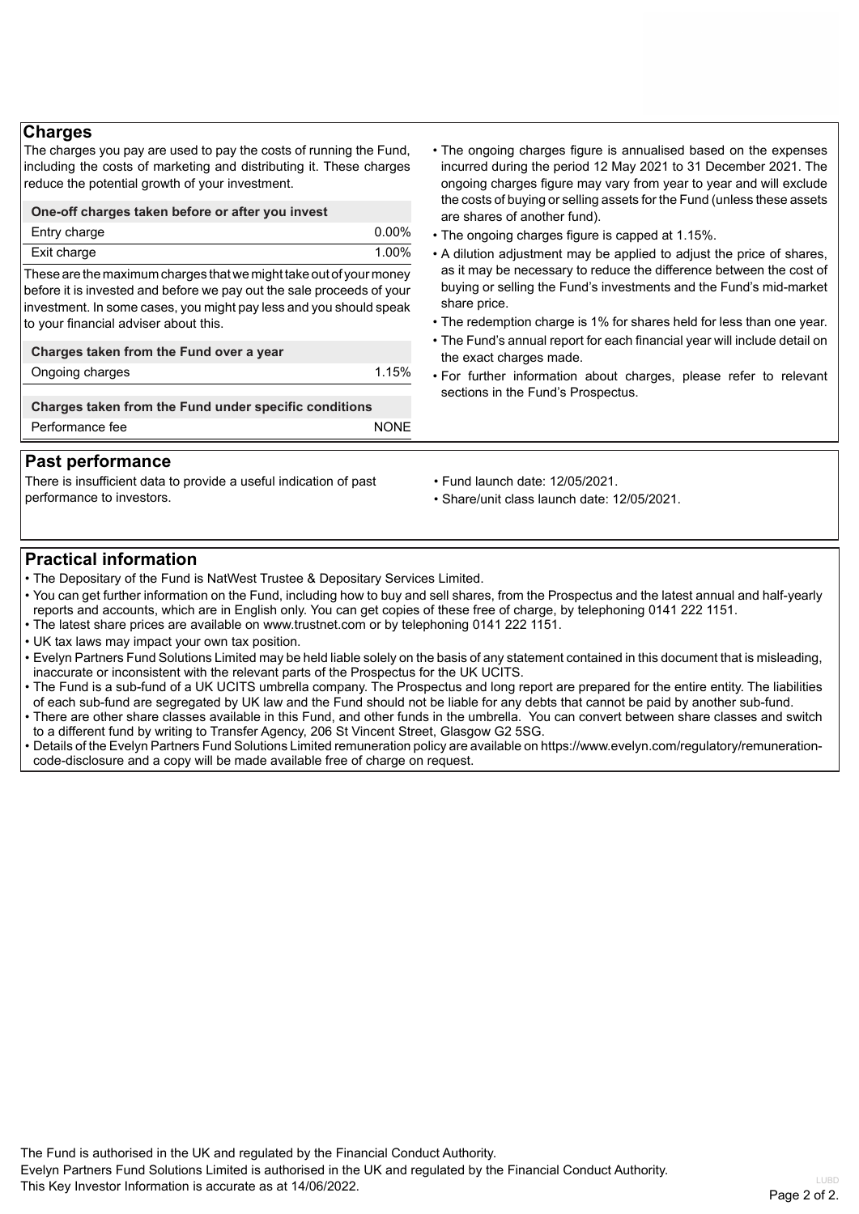## Charges

The charges you pay are used to pay the costs of running the Fund, including the costs of marketing and distributing it. These charges reduce the potential growth of your investment.

| One-off charges taken before or after you invest | |
|---|---|
| Entry charge | 0.00% |
| Exit charge | 1.00% |

These are the maximum charges that we might take out of your money before it is invested and before we pay out the sale proceeds of your investment. In some cases, you might pay less and you should speak to your financial adviser about this.

| Charges taken from the Fund over a year | |
|---|---|
| Ongoing charges | 1.15% |

| Charges taken from the Fund under specific conditions | |
|---|---|
| Performance fee | NONE |

- The ongoing charges figure is annualised based on the expenses incurred during the period 12 May 2021 to 31 December 2021. The ongoing charges figure may vary from year to year and will exclude the costs of buying or selling assets for the Fund (unless these assets are shares of another fund).
- The ongoing charges figure is capped at 1.15%.
- A dilution adjustment may be applied to adjust the price of shares, as it may be necessary to reduce the difference between the cost of buying or selling the Fund's investments and the Fund's mid-market share price.
- The redemption charge is 1% for shares held for less than one year.
- The Fund's annual report for each financial year will include detail on the exact charges made.
- For further information about charges, please refer to relevant sections in the Fund's Prospectus.

## Past performance

There is insufficient data to provide a useful indication of past performance to investors.

- Fund launch date: 12/05/2021.
- Share/unit class launch date: 12/05/2021.

## Practical information

- The Depositary of the Fund is NatWest Trustee & Depositary Services Limited.
- You can get further information on the Fund, including how to buy and sell shares, from the Prospectus and the latest annual and half-yearly reports and accounts, which are in English only. You can get copies of these free of charge, by telephoning 0141 222 1151.
- The latest share prices are available on www.trustnet.com or by telephoning 0141 222 1151.
- UK tax laws may impact your own tax position.
- Evelyn Partners Fund Solutions Limited may be held liable solely on the basis of any statement contained in this document that is misleading, inaccurate or inconsistent with the relevant parts of the Prospectus for the UK UCITS.
- The Fund is a sub-fund of a UK UCITS umbrella company. The Prospectus and long report are prepared for the entire entity. The liabilities of each sub-fund are segregated by UK law and the Fund should not be liable for any debts that cannot be paid by another sub-fund.
- There are other share classes available in this Fund, and other funds in the umbrella. You can convert between share classes and switch to a different fund by writing to Transfer Agency, 206 St Vincent Street, Glasgow G2 5SG.
- Details of the Evelyn Partners Fund Solutions Limited remuneration policy are available on https://www.evelyn.com/regulatory/remuneration-code-disclosure and a copy will be made available free of charge on request.

The Fund is authorised in the UK and regulated by the Financial Conduct Authority.
Evelyn Partners Fund Solutions Limited is authorised in the UK and regulated by the Financial Conduct Authority.
This Key Investor Information is accurate as at 14/06/2022.